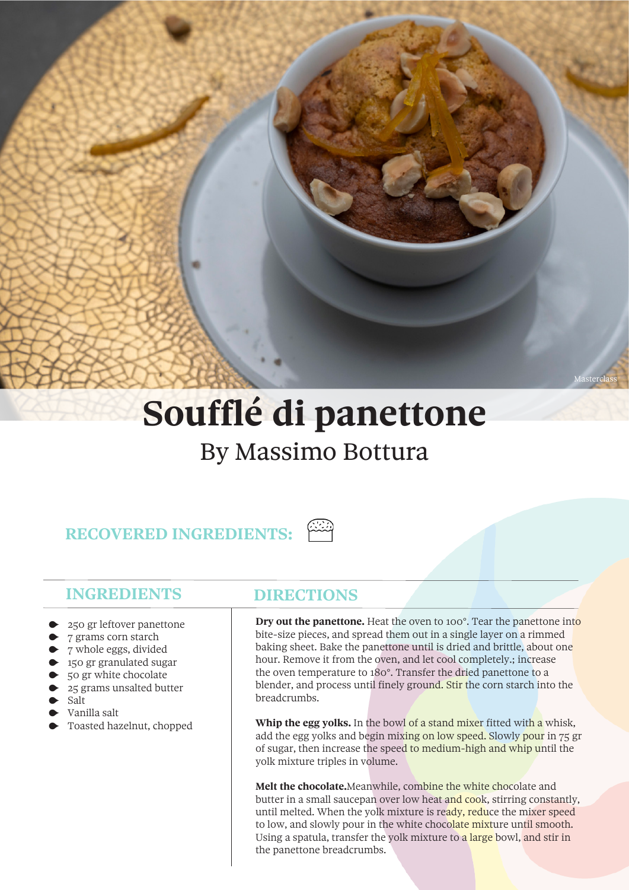Masterclass

# Soufflé di panettone

## By Massimo Bottura

### RECOVERED INGREDIENTS:

### INGREDIENTS

- 250 gr leftover panettone
- 7 grams corn starch
- 7 whole eggs, divided
- 150 gr granulated sugar
- 50 gr white chocolate
- 25 grams unsalted butter
- Salt
- Vanilla salt
- Toasted hazelnut, chopped

### DIRECTIONS

**Dry out the panettone.** Heat the oven to 100°. Tear the panettone into bite-size pieces, and spread them out in a single layer on a rimmed baking sheet. Bake the panettone until is dried and brittle, about one hour. Remove it from the oven, and let cool completely.; increase the oven temperature to 180°. Transfer the dried panettone to a blender, and process until finely ground. Stir the corn starch into the breadcrumbs.

**Whip the egg yolks.** In the bowl of a stand mixer fitted with a whisk, add the egg yolks and begin mixing on low speed. Slowly pour in 75 gr of sugar, then increase the speed to medium-high and whip until the yolk mixture triples in volume.

**Melt the chocolate.**Meanwhile, combine the white chocolate and butter in a small saucepan over low heat and cook, stirring constantly, until melted. When the yolk mixture is ready, reduce the mixer speed to low, and slowly pour in the white chocolate mixture until smooth. Using a spatula, transfer the yolk mixture to a large bowl, and stir in the panettone breadcrumbs.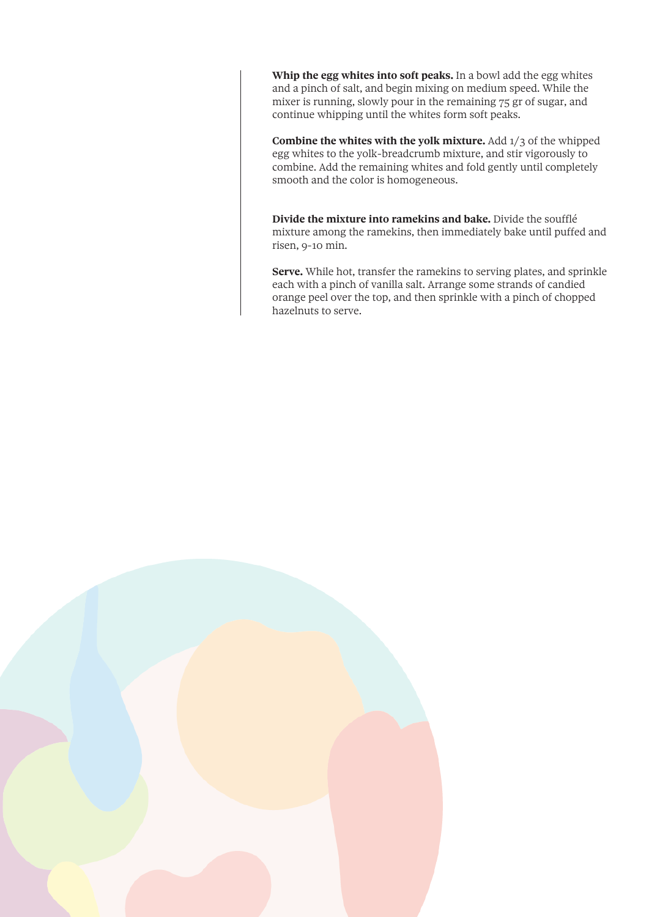**Whip the egg whites into soft peaks.** In a bowl add the egg whites and a pinch of salt, and begin mixing on medium speed. While the mixer is running, slowly pour in the remaining 75 gr of sugar, and continue whipping until the whites form soft peaks.

**Combine the whites with the yolk mixture.** Add 1/3 of the whipped egg whites to the yolk-breadcrumb mixture, and stir vigorously to combine. Add the remaining whites and fold gently until completely smooth and the color is homogeneous.

**Divide the mixture into ramekins and bake.** Divide the soufflé mixture among the ramekins, then immediately bake until puffed and risen, 9-10 min.

**Serve.** While hot, transfer the ramekins to serving plates, and sprinkle each with a pinch of vanilla salt. Arrange some strands of candied orange peel over the top, and then sprinkle with a pinch of chopped hazelnuts to serve.